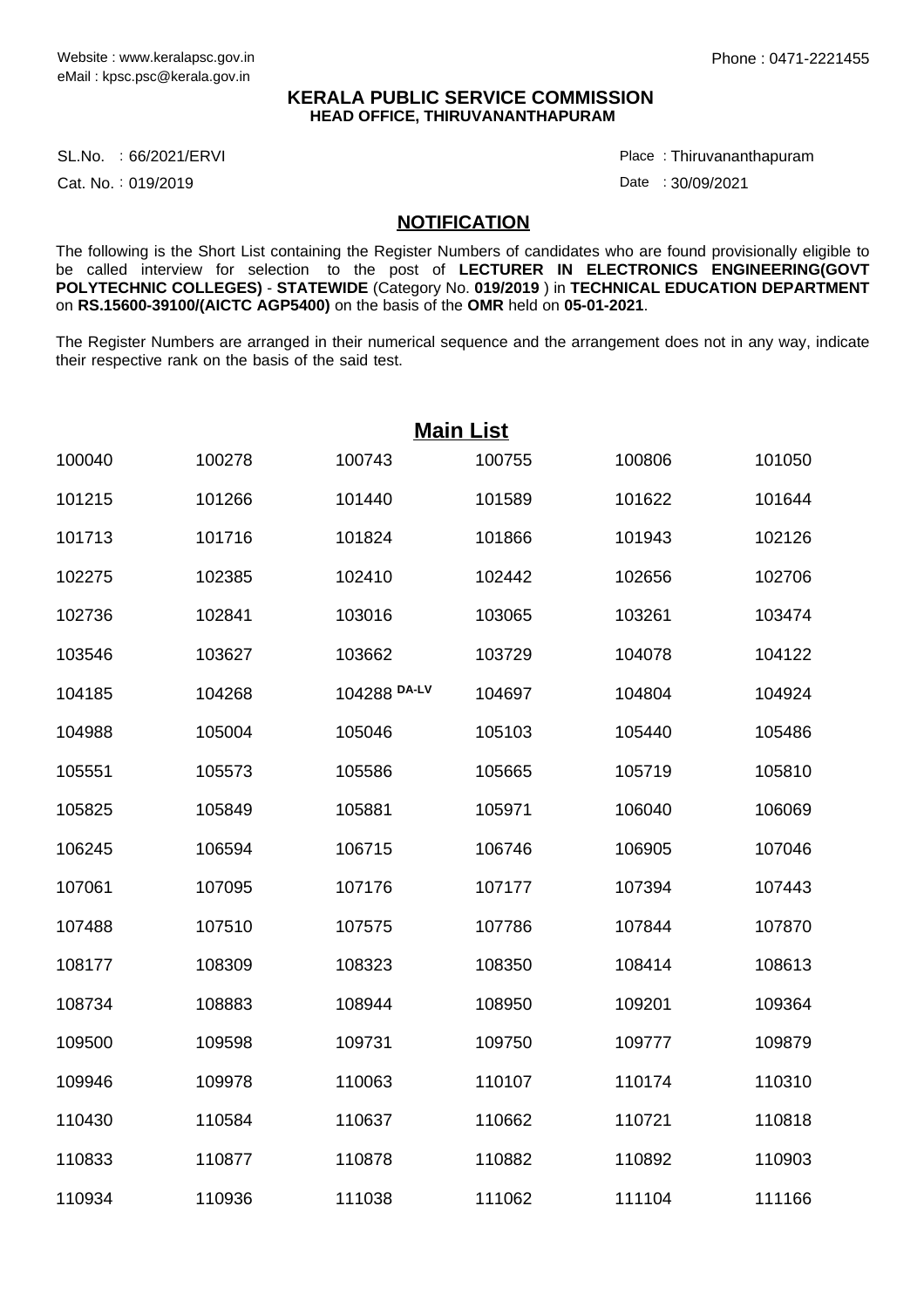Website : www.keralapsc.gov.in
eMail : kpsc.psc@kerala.gov.in

Phone : 0471-2221455

**KERALA PUBLIC SERVICE COMMISSION**
**HEAD OFFICE, THIRUVANANTHAPURAM**

SL.No. : 66/2021/ERVI
Cat. No. : 019/2019

Place : Thiruvananthapuram
Date : 30/09/2021

## NOTIFICATION

The following is the Short List containing the Register Numbers of candidates who are found provisionally eligible to be called interview for selection to the post of **LECTURER IN ELECTRONICS ENGINEERING(GOVT POLYTECHNIC COLLEGES)** - **STATEWIDE** (Category No. **019/2019** ) in **TECHNICAL EDUCATION DEPARTMENT** on **RS.15600-39100/(AICTC AGP5400)** on the basis of the **OMR** held on **05-01-2021**.

The Register Numbers are arranged in their numerical sequence and the arrangement does not in any way, indicate their respective rank on the basis of the said test.

## Main List

| | | | | | |
|---|---|---|---|---|---|
| 100040 | 100278 | 100743 | 100755 | 100806 | 101050 |
| 101215 | 101266 | 101440 | 101589 | 101622 | 101644 |
| 101713 | 101716 | 101824 | 101866 | 101943 | 102126 |
| 102275 | 102385 | 102410 | 102442 | 102656 | 102706 |
| 102736 | 102841 | 103016 | 103065 | 103261 | 103474 |
| 103546 | 103627 | 103662 | 103729 | 104078 | 104122 |
| 104185 | 104268 | 104288 DA-LV | 104697 | 104804 | 104924 |
| 104988 | 105004 | 105046 | 105103 | 105440 | 105486 |
| 105551 | 105573 | 105586 | 105665 | 105719 | 105810 |
| 105825 | 105849 | 105881 | 105971 | 106040 | 106069 |
| 106245 | 106594 | 106715 | 106746 | 106905 | 107046 |
| 107061 | 107095 | 107176 | 107177 | 107394 | 107443 |
| 107488 | 107510 | 107575 | 107786 | 107844 | 107870 |
| 108177 | 108309 | 108323 | 108350 | 108414 | 108613 |
| 108734 | 108883 | 108944 | 108950 | 109201 | 109364 |
| 109500 | 109598 | 109731 | 109750 | 109777 | 109879 |
| 109946 | 109978 | 110063 | 110107 | 110174 | 110310 |
| 110430 | 110584 | 110637 | 110662 | 110721 | 110818 |
| 110833 | 110877 | 110878 | 110882 | 110892 | 110903 |
| 110934 | 110936 | 111038 | 111062 | 111104 | 111166 |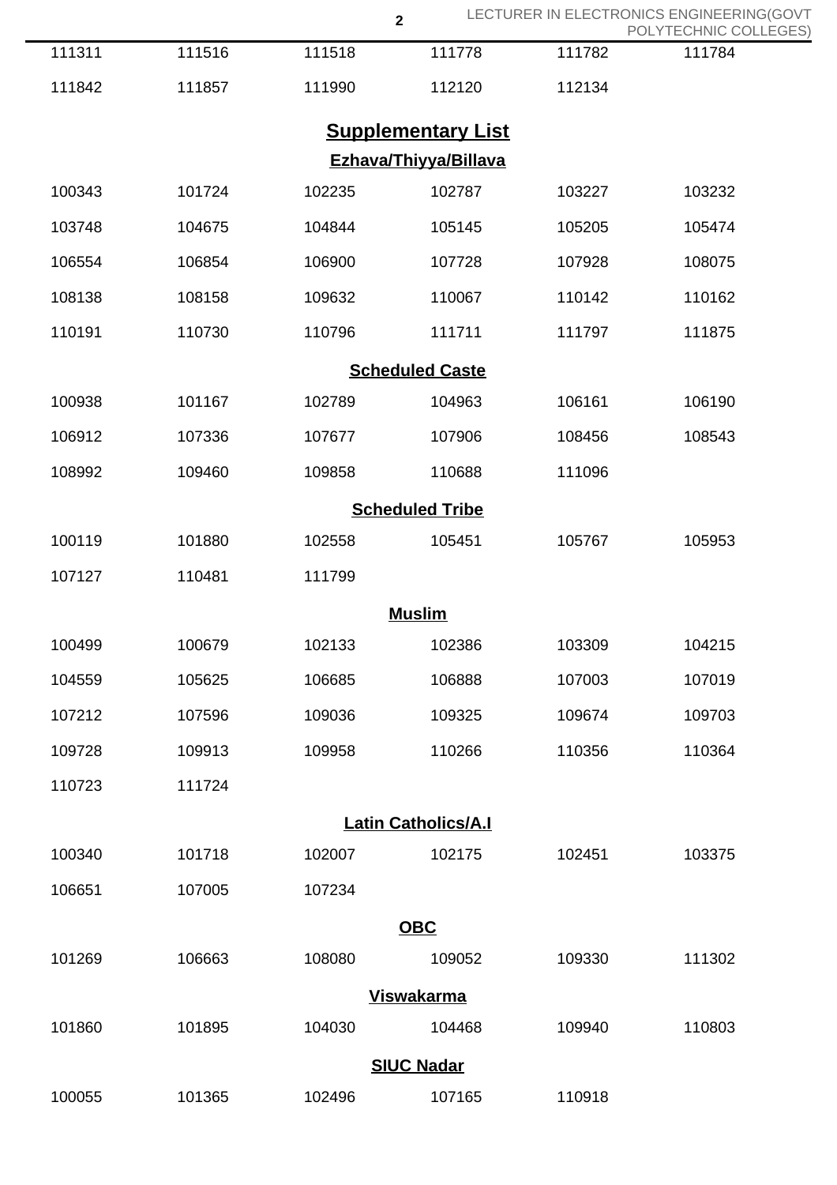| | | | | | |
|---|---|---|---|---|---|
| 111311 | 111516 | 111518 | 111778 | 111782 | 111784 |
| 111842 | 111857 | 111990 | 112120 | 112134 | |

## Supplementary List

### Ezhava/Thiyya/Billava

| | | | | | |
|---|---|---|---|---|---|
| 100343 | 101724 | 102235 | 102787 | 103227 | 103232 |
| 103748 | 104675 | 104844 | 105145 | 105205 | 105474 |
| 106554 | 106854 | 106900 | 107728 | 107928 | 108075 |
| 108138 | 108158 | 109632 | 110067 | 110142 | 110162 |
| 110191 | 110730 | 110796 | 111711 | 111797 | 111875 |

### Scheduled Caste

| | | | | | |
|---|---|---|---|---|---|
| 100938 | 101167 | 102789 | 104963 | 106161 | 106190 |
| 106912 | 107336 | 107677 | 107906 | 108456 | 108543 |
| 108992 | 109460 | 109858 | 110688 | 111096 | |

### Scheduled Tribe

| | | | | | |
|---|---|---|---|---|---|
| 100119 | 101880 | 102558 | 105451 | 105767 | 105953 |
| 107127 | 110481 | 111799 | | | |

### Muslim

| | | | | | |
|---|---|---|---|---|---|
| 100499 | 100679 | 102133 | 102386 | 103309 | 104215 |
| 104559 | 105625 | 106685 | 106888 | 107003 | 107019 |
| 107212 | 107596 | 109036 | 109325 | 109674 | 109703 |
| 109728 | 109913 | 109958 | 110266 | 110356 | 110364 |
| 110723 | 111724 | | | | |

### Latin Catholics/A.I

| | | | | | |
|---|---|---|---|---|---|
| 100340 | 101718 | 102007 | 102175 | 102451 | 103375 |
| 106651 | 107005 | 107234 | | | |

### OBC

| | | | | | |
|---|---|---|---|---|---|
| 101269 | 106663 | 108080 | 109052 | 109330 | 111302 |

### Viswakarma

| | | | | | |
|---|---|---|---|---|---|
| 101860 | 101895 | 104030 | 104468 | 109940 | 110803 |

### SIUC Nadar

| | | | | | |
|---|---|---|---|---|---|
| 100055 | 101365 | 102496 | 107165 | 110918 | |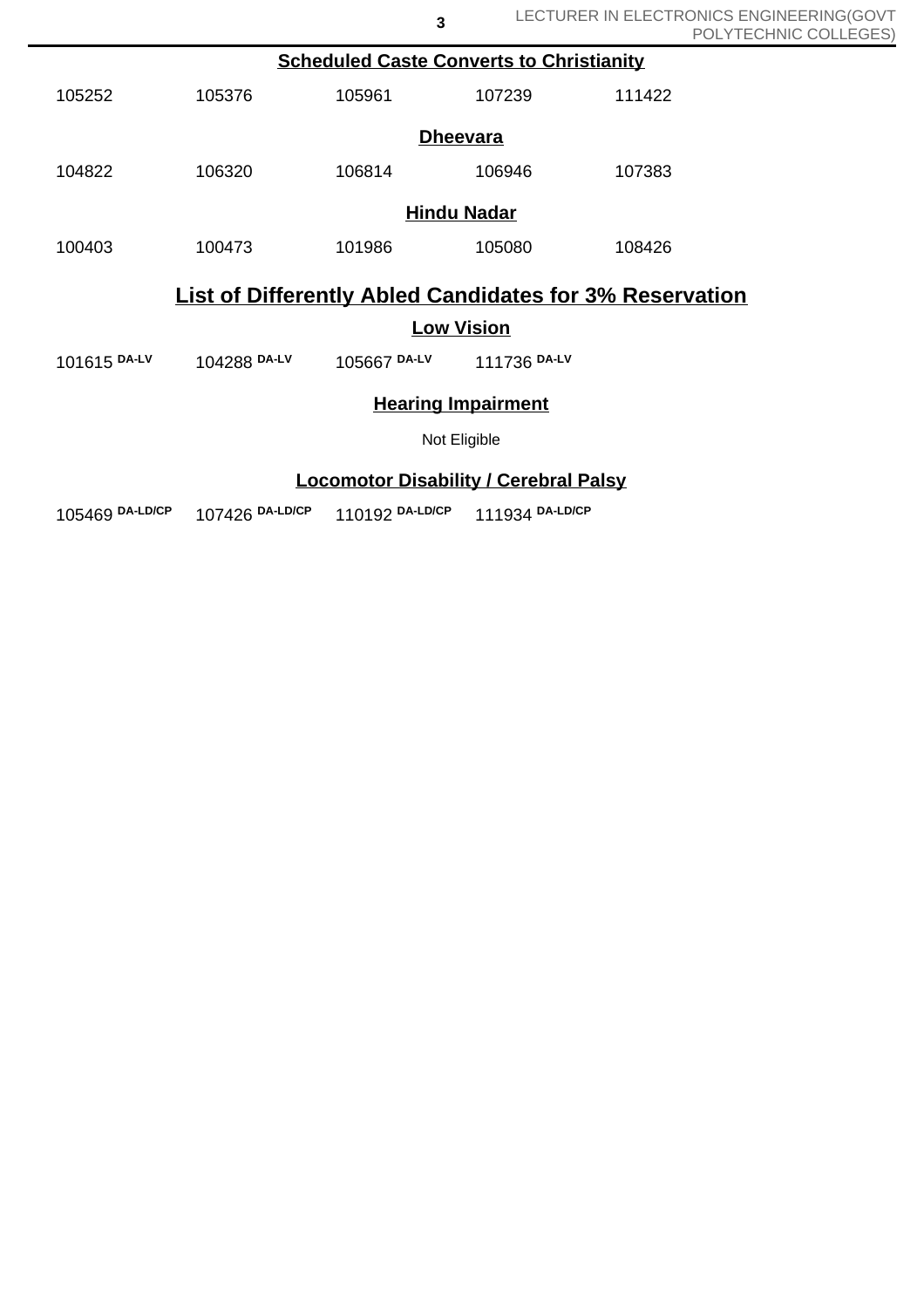**Scheduled Caste Converts to Christianity**

| | | | | |
|---|---|---|---|---|
| 105252 | 105376 | 105961 | 107239 | 111422 |

**Dheevara**

| | | | | |
|---|---|---|---|---|
| 104822 | 106320 | 106814 | 106946 | 107383 |

**Hindu Nadar**

| | | | | |
|---|---|---|---|---|
| 100403 | 100473 | 101986 | 105080 | 108426 |

## List of Differently Abled Candidates for 3% Reservation

**Low Vision**

| | | | |
|---|---|---|---|
| 101615 DA-LV | 104288 DA-LV | 105667 DA-LV | 111736 DA-LV |

**Hearing Impairment**

Not Eligible

**Locomotor Disability / Cerebral Palsy**

| | | | |
|---|---|---|---|
| 105469 DA-LD/CP | 107426 DA-LD/CP | 110192 DA-LD/CP | 111934 DA-LD/CP |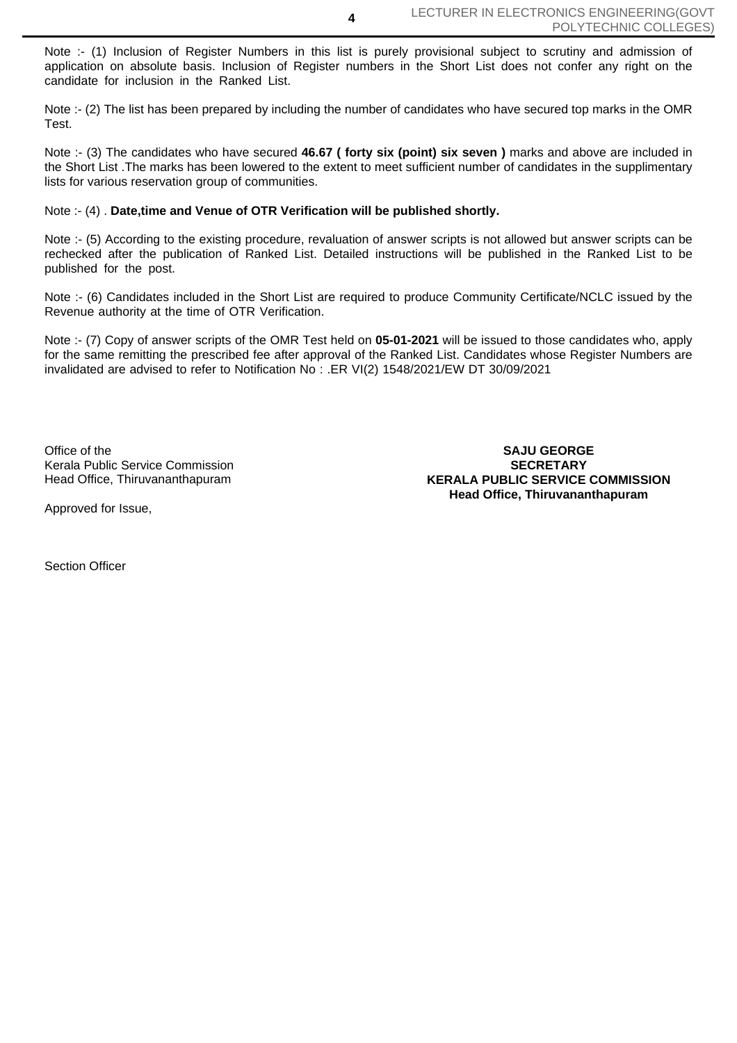Note :- (1) Inclusion of Register Numbers in this list is purely provisional subject to scrutiny and admission of application on absolute basis. Inclusion of Register numbers in the Short List does not confer any right on the candidate for inclusion in the Ranked List.

Note :- (2) The list has been prepared by including the number of candidates who have secured top marks in the OMR Test.

Note :- (3) The candidates who have secured **46.67 ( forty six (point) six seven )** marks and above are included in the Short List .The marks has been lowered to the extent to meet sufficient number of candidates in the supplimentary lists for various reservation group of communities.

Note :- (4) . **Date,time and Venue of OTR Verification will be published shortly.**

Note :- (5) According to the existing procedure, revaluation of answer scripts is not allowed but answer scripts can be rechecked after the publication of Ranked List. Detailed instructions will be published in the Ranked List to be published for the post.

Note :- (6) Candidates included in the Short List are required to produce Community Certificate/NCLC issued by the Revenue authority at the time of OTR Verification.

Note :- (7) Copy of answer scripts of the OMR Test held on **05-01-2021** will be issued to those candidates who, apply for the same remitting the prescribed fee after approval of the Ranked List. Candidates whose Register Numbers are invalidated are advised to refer to Notification No : .ER VI(2) 1548/2021/EW DT 30/09/2021

Office of the
Kerala Public Service Commission
Head Office, Thiruvananthapuram

**SAJU GEORGE**
**SECRETARY**
**KERALA PUBLIC SERVICE COMMISSION**
**Head Office, Thiruvananthapuram**

Approved for Issue,

Section Officer